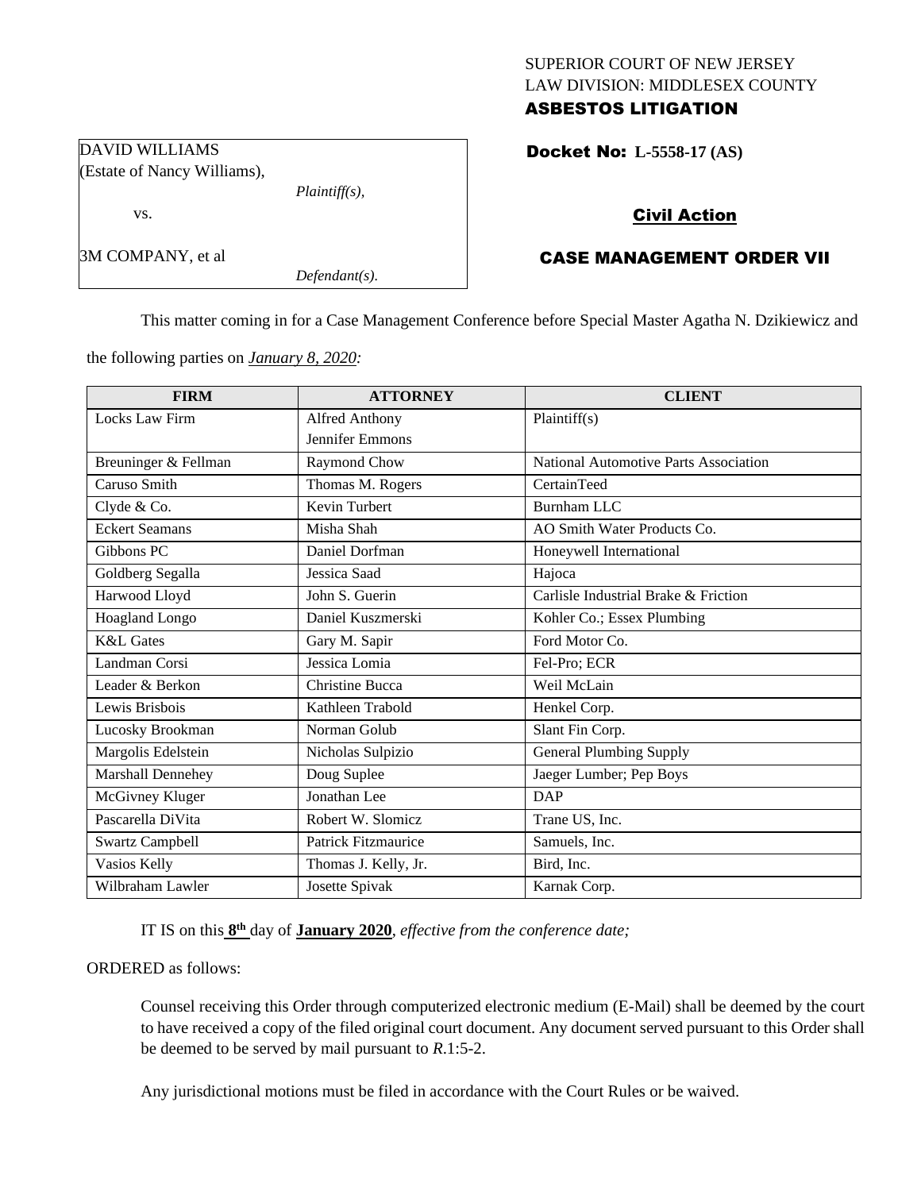SUPERIOR COURT OF NEW JERSEY
LAW DIVISION: MIDDLESEX COUNTY
**ASBESTOS LITIGATION**

DAVID WILLIAMS
(Estate of Nancy Williams),
*Plaintiff(s),*

vs.

3M COMPANY, et al
*Defendant(s).*

**Docket No: L-5558-17 (AS)**

**Civil Action**

**CASE MANAGEMENT ORDER VII**

This matter coming in for a Case Management Conference before Special Master Agatha N. Dzikiewicz and the following parties on *January 8, 2020:*

| FIRM | ATTORNEY | CLIENT |
|---|---|---|
| Locks Law Firm | Alfred Anthony<br>Jennifer Emmons | Plaintiff(s) |
| Breuninger & Fellman | Raymond Chow | National Automotive Parts Association |
| Caruso Smith | Thomas M. Rogers | CertainTeed |
| Clyde & Co. | Kevin Turbert | Burnham LLC |
| Eckert Seamans | Misha Shah | AO Smith Water Products Co. |
| Gibbons PC | Daniel Dorfman | Honeywell International |
| Goldberg Segalla | Jessica Saad | Hajoca |
| Harwood Lloyd | John S. Guerin | Carlisle Industrial Brake & Friction |
| Hoagland Longo | Daniel Kuszmerski | Kohler Co.; Essex Plumbing |
| K&L Gates | Gary M. Sapir | Ford Motor Co. |
| Landman Corsi | Jessica Lomia | Fel-Pro; ECR |
| Leader & Berkon | Christine Bucca | Weil McLain |
| Lewis Brisbois | Kathleen Trabold | Henkel Corp. |
| Lucosky Brookman | Norman Golub | Slant Fin Corp. |
| Margolis Edelstein | Nicholas Sulpizio | General Plumbing Supply |
| Marshall Dennehey | Doug Suplee | Jaeger Lumber; Pep Boys |
| McGivney Kluger | Jonathan Lee | DAP |
| Pascarella DiVita | Robert W. Slomicz | Trane US, Inc. |
| Swartz Campbell | Patrick Fitzmaurice | Samuels, Inc. |
| Vasios Kelly | Thomas J. Kelly, Jr. | Bird, Inc. |
| Wilbraham Lawler | Josette Spivak | Karnak Corp. |

IT IS on this **8th** day of **January 2020**, *effective from the conference date;*

ORDERED as follows:

Counsel receiving this Order through computerized electronic medium (E-Mail) shall be deemed by the court to have received a copy of the filed original court document. Any document served pursuant to this Order shall be deemed to be served by mail pursuant to *R*.1:5-2.

Any jurisdictional motions must be filed in accordance with the Court Rules or be waived.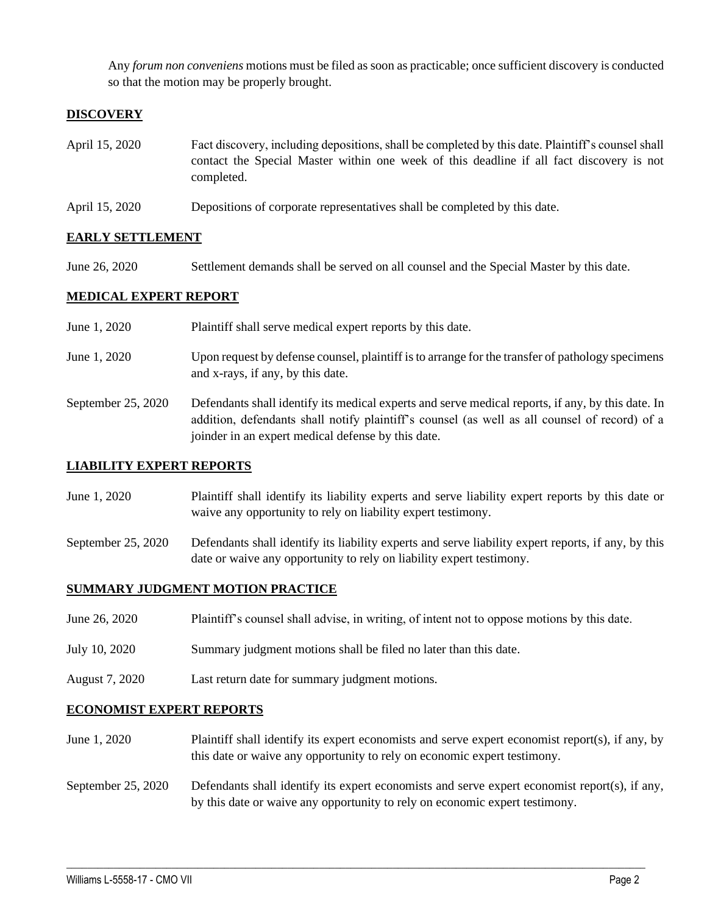Any *forum non conveniens* motions must be filed as soon as practicable; once sufficient discovery is conducted so that the motion may be properly brought.

## DISCOVERY

| | |
|---|---|
| April 15, 2020 | Fact discovery, including depositions, shall be completed by this date. Plaintiff's counsel shall contact the Special Master within one week of this deadline if all fact discovery is not completed. |
| April 15, 2020 | Depositions of corporate representatives shall be completed by this date. |

## EARLY SETTLEMENT

| | |
|---|---|
| June 26, 2020 | Settlement demands shall be served on all counsel and the Special Master by this date. |

## MEDICAL EXPERT REPORT

| | |
|---|---|
| June 1, 2020 | Plaintiff shall serve medical expert reports by this date. |
| June 1, 2020 | Upon request by defense counsel, plaintiff is to arrange for the transfer of pathology specimens and x-rays, if any, by this date. |
| September 25, 2020 | Defendants shall identify its medical experts and serve medical reports, if any, by this date. In addition, defendants shall notify plaintiff's counsel (as well as all counsel of record) of a joinder in an expert medical defense by this date. |

## LIABILITY EXPERT REPORTS

| | |
|---|---|
| June 1, 2020 | Plaintiff shall identify its liability experts and serve liability expert reports by this date or waive any opportunity to rely on liability expert testimony. |
| September 25, 2020 | Defendants shall identify its liability experts and serve liability expert reports, if any, by this date or waive any opportunity to rely on liability expert testimony. |

## SUMMARY JUDGMENT MOTION PRACTICE

| | |
|---|---|
| June 26, 2020 | Plaintiff's counsel shall advise, in writing, of intent not to oppose motions by this date. |
| July 10, 2020 | Summary judgment motions shall be filed no later than this date. |
| August 7, 2020 | Last return date for summary judgment motions. |

## ECONOMIST EXPERT REPORTS

| | |
|---|---|
| June 1, 2020 | Plaintiff shall identify its expert economists and serve expert economist report(s), if any, by this date or waive any opportunity to rely on economic expert testimony. |
| September 25, 2020 | Defendants shall identify its expert economists and serve expert economist report(s), if any, by this date or waive any opportunity to rely on economic expert testimony. |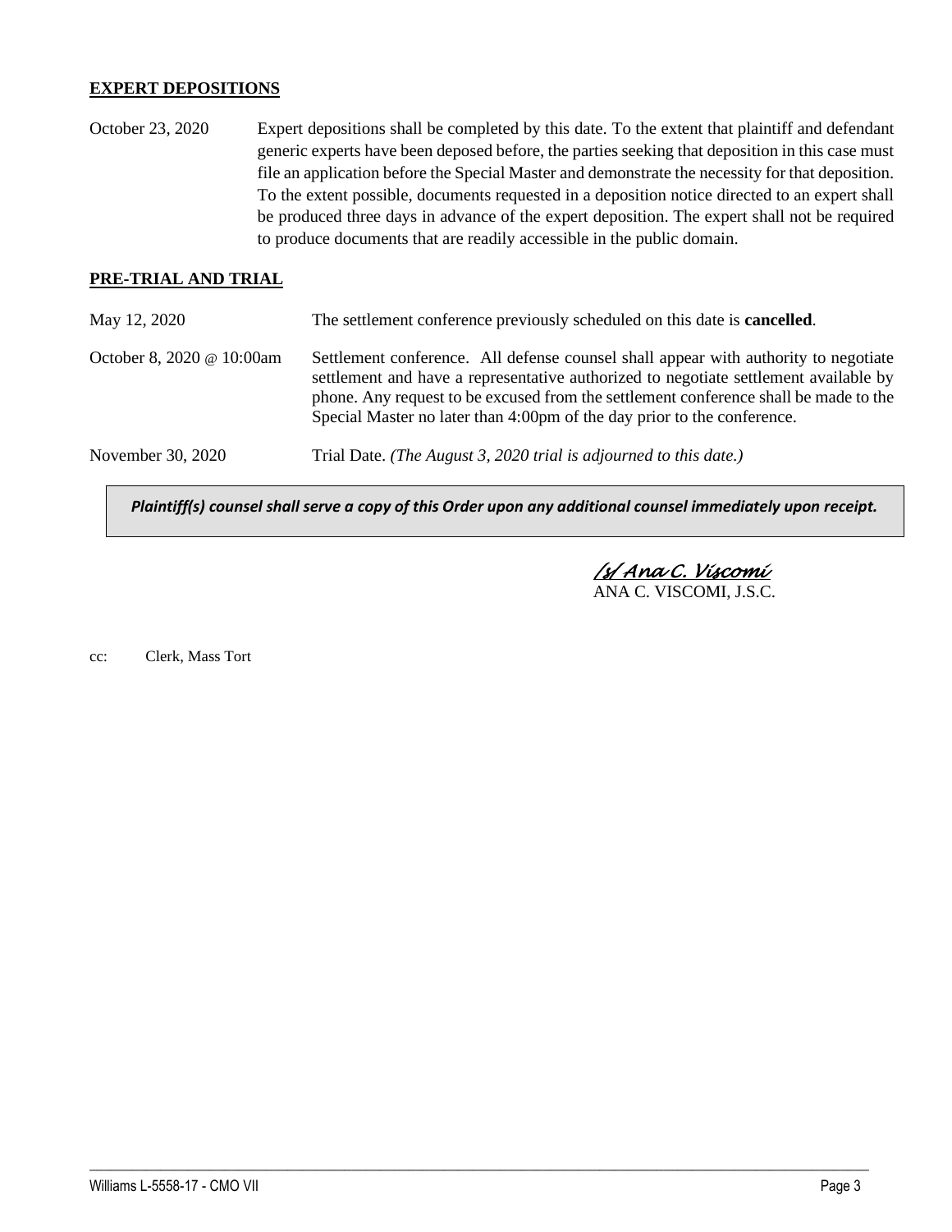**EXPERT DEPOSITIONS**

| | |
|---|---|
| October 23, 2020 | Expert depositions shall be completed by this date. To the extent that plaintiff and defendant generic experts have been deposed before, the parties seeking that deposition in this case must file an application before the Special Master and demonstrate the necessity for that deposition. To the extent possible, documents requested in a deposition notice directed to an expert shall be produced three days in advance of the expert deposition. The expert shall not be required to produce documents that are readily accessible in the public domain. |

**PRE-TRIAL AND TRIAL**

| | |
|---|---|
| May 12, 2020 | The settlement conference previously scheduled on this date is **cancelled**. |
| October 8, 2020 @ 10:00am | Settlement conference. All defense counsel shall appear with authority to negotiate settlement and have a representative authorized to negotiate settlement available by phone. Any request to be excused from the settlement conference shall be made to the Special Master no later than 4:00pm of the day prior to the conference. |
| November 30, 2020 | Trial Date. *(The August 3, 2020 trial is adjourned to this date.)* |

***Plaintiff(s) counsel shall serve a copy of this Order upon any additional counsel immediately upon receipt.***

*/s/ Ana C. Viscomi*
ANA C. VISCOMI, J.S.C.

cc: Clerk, Mass Tort